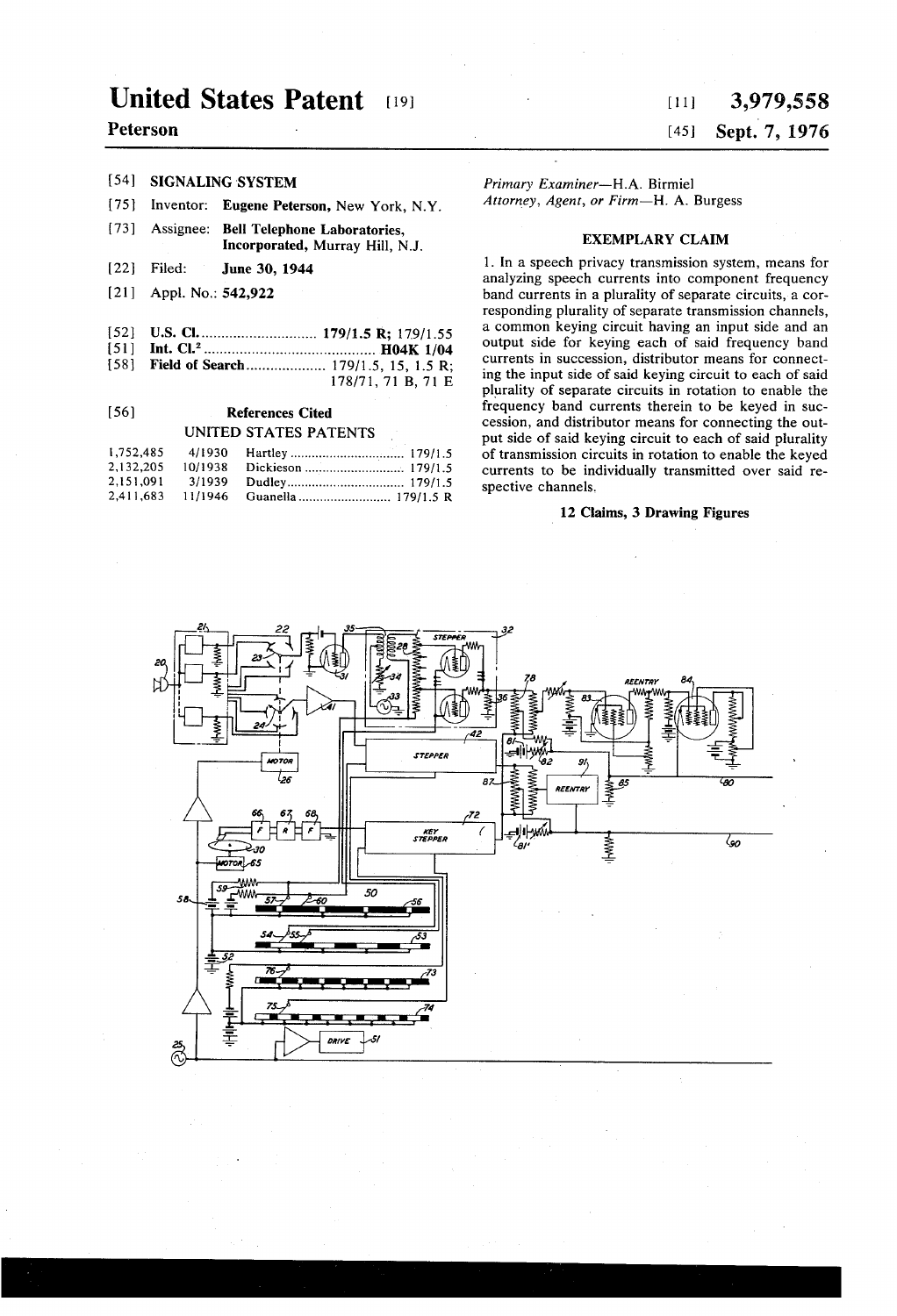# United States Patent [19]

**Peterson**

[11] **3,979,558**

[45] **Sept. 7, 1976**

[54] **SIGNALING SYSTEM**

[75] Inventor: **Eugene Peterson,** New York, N.Y.

[73] Assignee: **Bell Telephone Laboratories, Incorporated,** Murray Hill, N.J.

[22] Filed: **June 30, 1944**

[21] Appl. No.: **542,922**

[52] **U.S. Cl.** .............................. **179/1.5 R;** 179/1.55

[51] **Int. Cl.²** .............................. **H04K 1/04**

[58] **Field of Search** .................... 179/1.5, 15, 1.5 R; 178/71, 71 B, 71 E

[56] **References Cited**

UNITED STATES PATENTS

| | | | |
|---|---|---|---|
| 1,752,485 | 4/1930 | Hartley | 179/1.5 |
| 2,132,205 | 10/1938 | Dickieson | 179/1.5 |
| 2,151,091 | 3/1939 | Dudley | 179/1.5 |
| 2,411,683 | 11/1946 | Guanella | 179/1.5 R |

*Primary Examiner*—H.A. Birmiel
*Attorney, Agent, or Firm*—H. A. Burgess

## EXEMPLARY CLAIM

1. In a speech privacy transmission system, means for analyzing speech currents into component frequency band currents in a plurality of separate circuits, a corresponding plurality of separate transmission channels, a common keying circuit having an input side and an output side for keying each of said frequency band currents in succession, distributor means for connecting the input side of said keying circuit to each of said plurality of separate circuits in rotation to enable the frequency band currents therein to be keyed in succession, and distributor means for connecting the output side of said keying circuit to each of said plurality of transmission circuits in rotation to enable the keyed currents to be individually transmitted over said respective channels.

**12 Claims, 3 Drawing Figures**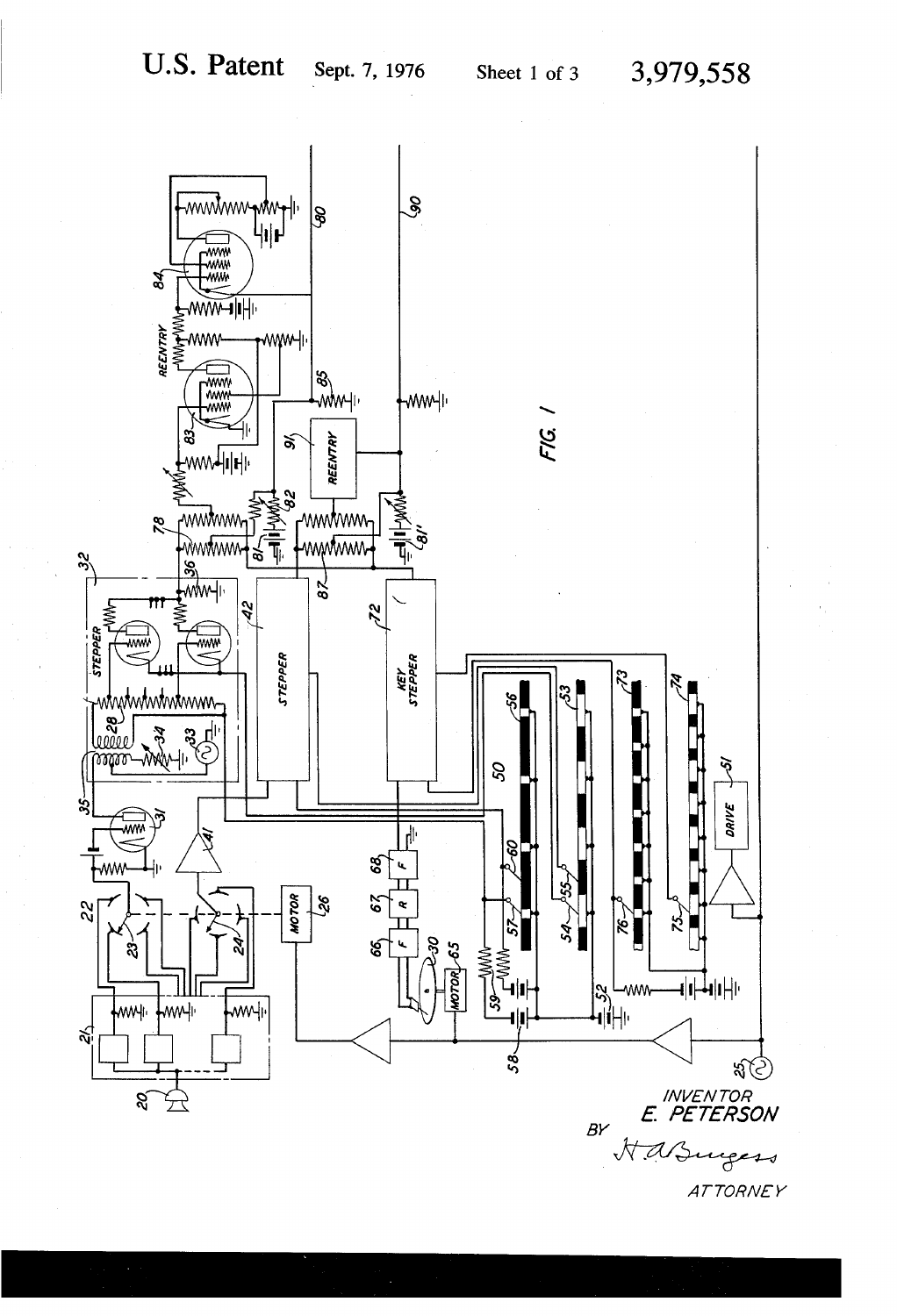FIG. 1

INVENTOR
E. PETERSON
BY
H. A. Burgess
ATTORNEY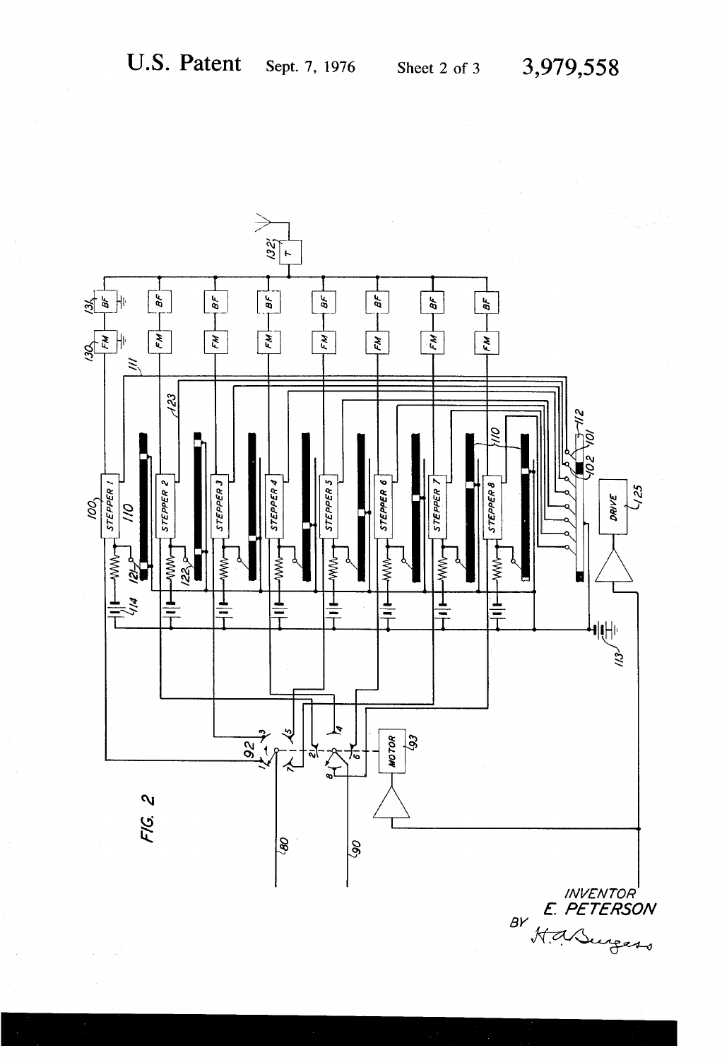FIG. 2

INVENTOR
E. PETERSON
BY H. A. Burgess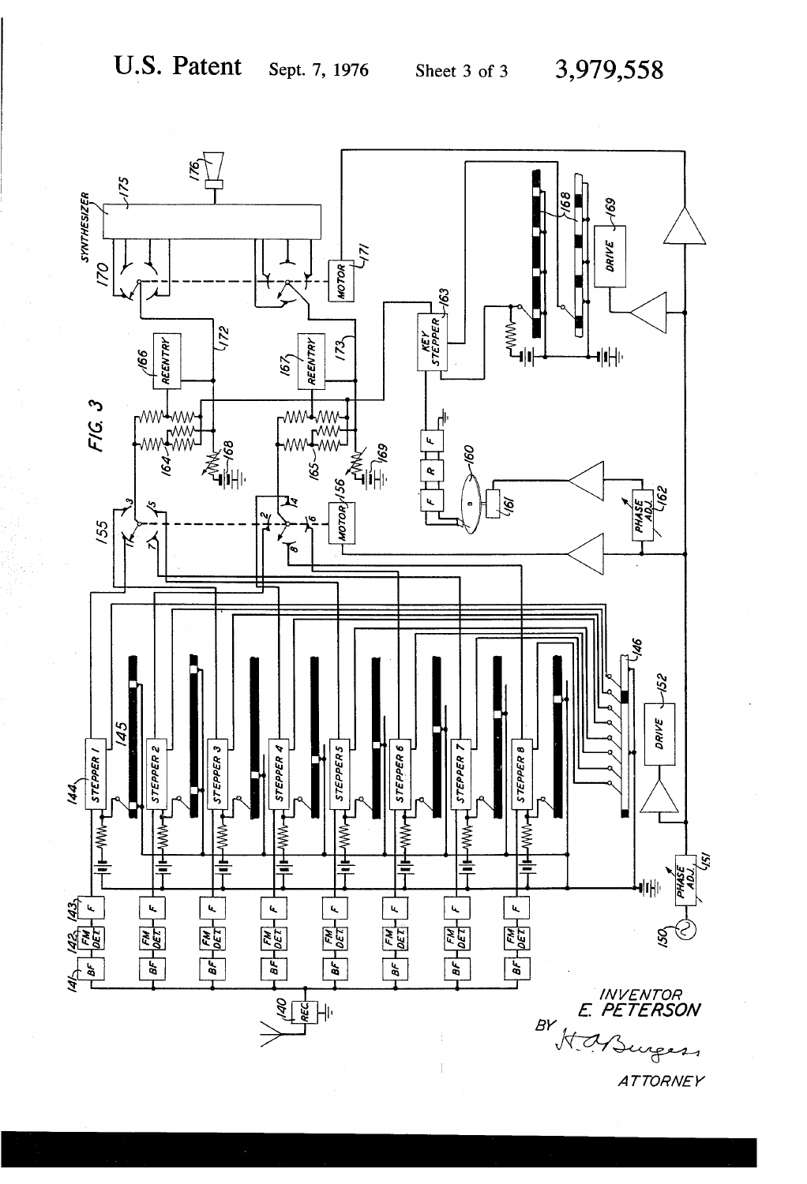FIG. 3

INVENTOR
E. PETERSON

BY

ATTORNEY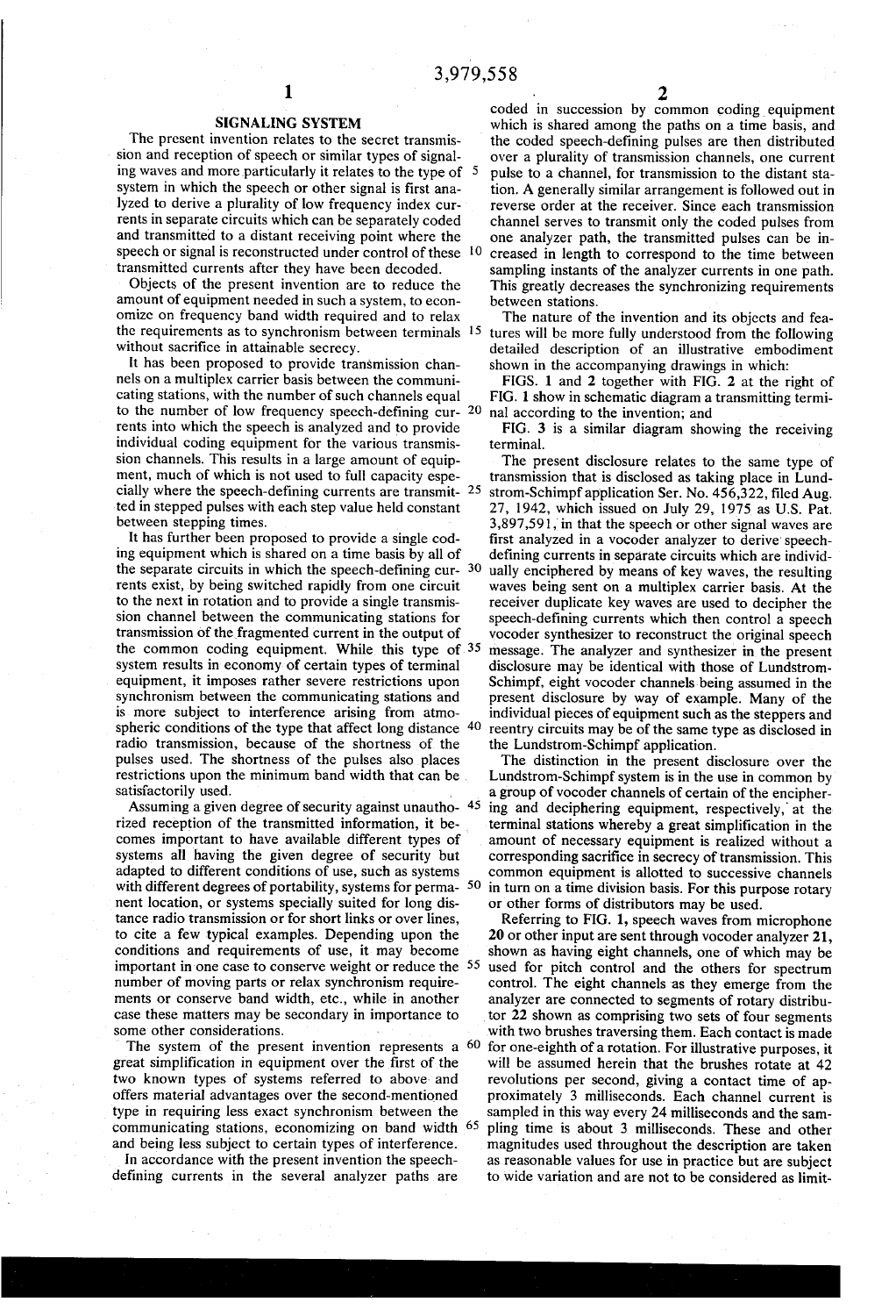## SIGNALING SYSTEM

The present invention relates to the secret transmission and reception of speech or similar types of signaling waves and more particularly it relates to the type of system in which the speech or other signal is first analyzed to derive a plurality of low frequency index currents in separate circuits which can be separately coded and transmitted to a distant receiving point where the speech or signal is reconstructed under control of these transmitted currents after they have been decoded.

Objects of the present invention are to reduce the amount of equipment needed in such a system, to economize on frequency band width required and to relax the requirements as to synchronism between terminals without sacrifice in attainable secrecy.

It has been proposed to provide transmission channels on a multiplex carrier basis between the communicating stations, with the number of such channels equal to the number of low frequency speech-defining currents into which the speech is analyzed and to provide individual coding equipment for the various transmission channels. This results in a large amount of equipment, much of which is not used to full capacity especially where the speech-defining currents are transmitted in stepped pulses with each step value held constant between stepping times.

It has further been proposed to provide a single coding equipment which is shared on a time basis by all of the separate circuits in which the speech-defining currents exist, by being switched rapidly from one circuit to the next in rotation and to provide a single transmission channel between the communicating stations for transmission of the fragmented current in the output of the common coding equipment. While this type of system results in economy of certain types of terminal equipment, it imposes rather severe restrictions upon synchronism between the communicating stations and is more subject to interference arising from atmospheric conditions of the type that affect long distance radio transmission, because of the shortness of the pulses used. The shortness of the pulses also places restrictions upon the minimum band width that can be satisfactorily used.

Assuming a given degree of security against unauthorized reception of the transmitted information, it becomes important to have available different types of systems all having the given degree of security but adapted to different conditions of use, such as systems with different degrees of portability, systems for permanent location, or systems specially suited for long distance radio transmission or for short links or over lines, to cite a few typical examples. Depending upon the conditions and requirements of use, it may become important in one case to conserve weight or reduce the number of moving parts or relax synchronism requirements or conserve band width, etc., while in another case these matters may be secondary in importance to some other considerations.

The system of the present invention represents a great simplification in equipment over the first of the two known types of systems referred to above and offers material advantages over the second-mentioned type in requiring less exact synchronism between the communicating stations, economizing on band width and being less subject to certain types of interference.

In accordance with the present invention the speech-defining currents in the several analyzer paths are coded in succession by common coding equipment which is shared among the paths on a time basis, and the coded speech-defining pulses are then distributed over a plurality of transmission channels, one current pulse to a channel, for transmission to the distant station. A generally similar arrangement is followed out in reverse order at the receiver. Since each transmission channel serves to transmit only the coded pulses from one analyzer path, the transmitted pulses can be increased in length to correspond to the time between sampling instants of the analyzer currents in one path. This greatly decreases the synchronizing requirements between stations.

The nature of the invention and its objects and features will be more fully understood from the following detailed description of an illustrative embodiment shown in the accompanying drawings in which:

FIGS. 1 and 2 together with FIG. 2 at the right of FIG. 1 show in schematic diagram a transmitting terminal according to the invention; and

FIG. 3 is a similar diagram showing the receiving terminal.

The present disclosure relates to the same type of transmission that is disclosed as taking place in Lundstrom-Schimpf application Ser. No. 456,322, filed Aug. 27, 1942, which issued on July 29, 1975 as U.S. Pat. 3,897,591, in that the speech or other signal waves are first analyzed in a vocoder analyzer to derive speech-defining currents in separate circuits which are individually enciphered by means of key waves, the resulting waves being sent on a multiplex carrier basis. At the receiver duplicate key waves are used to decipher the speech-defining currents which then control a speech vocoder synthesizer to reconstruct the original speech message. The analyzer and synthesizer in the present disclosure may be identical with those of Lundstrom-Schimpf, eight vocoder channels being assumed in the present disclosure by way of example. Many of the individual pieces of equipment such as the steppers and reentry circuits may be of the same type as disclosed in the Lundstrom-Schimpf application.

The distinction in the present disclosure over the Lundstrom-Schimpf system is in the use in common by a group of vocoder channels of certain of the enciphering and deciphering equipment, respectively, at the terminal stations whereby a great simplification in the amount of necessary equipment is realized without a corresponding sacrifice in secrecy of transmission. This common equipment is allotted to successive channels in turn on a time division basis. For this purpose rotary or other forms of distributors may be used.

Referring to FIG. 1, speech waves from microphone 20 or other input are sent through vocoder analyzer 21, shown as having eight channels, one of which may be used for pitch control and the others for spectrum control. The eight channels as they emerge from the analyzer are connected to segments of rotary distributor 22 shown as comprising two sets of four segments with two brushes traversing them. Each contact is made for one-eighth of a rotation. For illustrative purposes, it will be assumed herein that the brushes rotate at 42 revolutions per second, giving a contact time of approximately 3 milliseconds. Each channel current is sampled in this way every 24 milliseconds and the sampling time is about 3 milliseconds. These and other magnitudes used throughout the description are taken as reasonable values for use in practice but are subject to wide variation and are not to be considered as limit-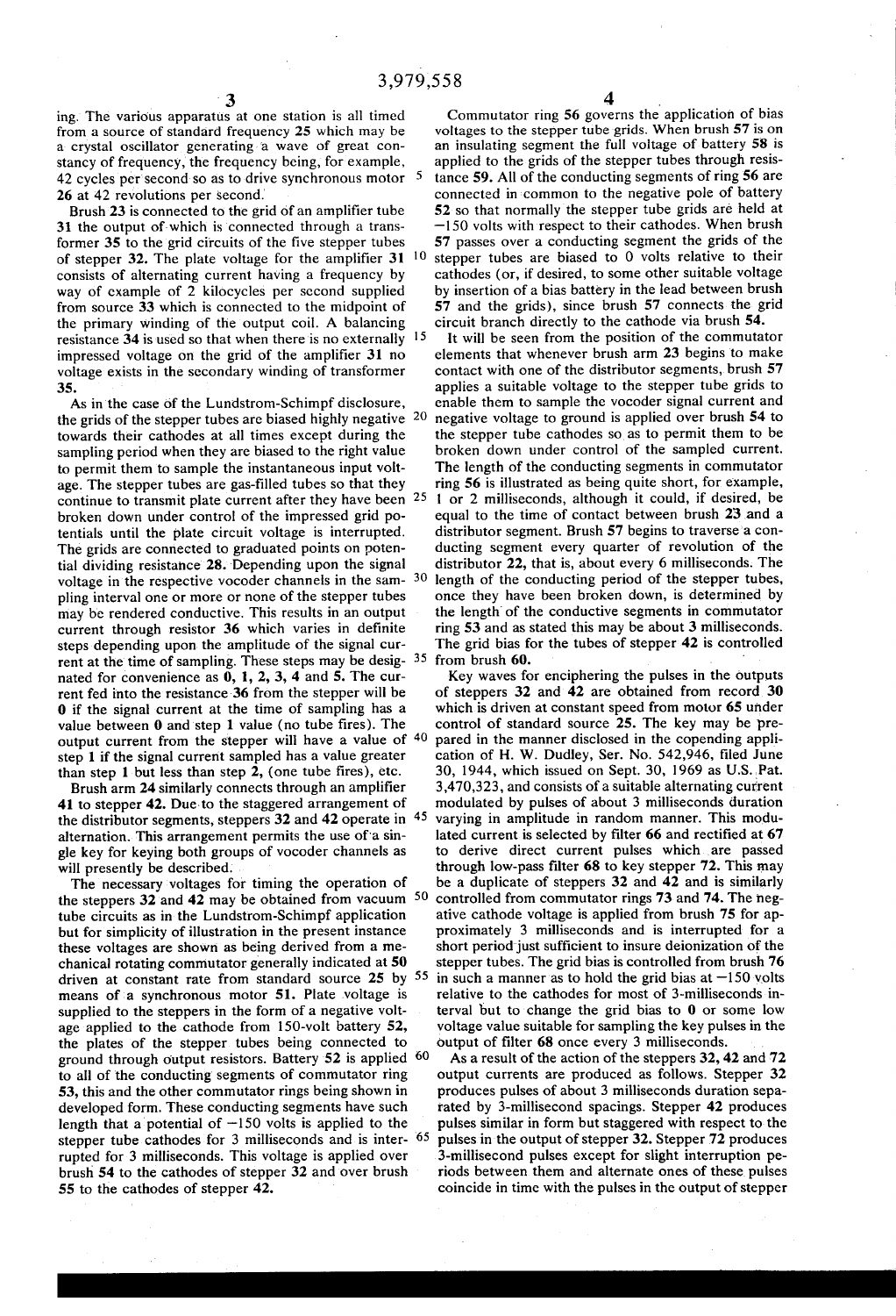ing. The various apparatus at one station is all timed from a source of standard frequency 25 which may be a crystal oscillator generating a wave of great constancy of frequency, the frequency being, for example, 42 cycles per second so as to drive synchronous motor 26 at 42 revolutions per second.

Brush 23 is connected to the grid of an amplifier tube 31 the output of which is connected through a transformer 35 to the grid circuits of the five stepper tubes of stepper 32. The plate voltage for the amplifier 31 consists of alternating current having a frequency by way of example of 2 kilocycles per second supplied from source 33 which is connected to the midpoint of the primary winding of the output coil. A balancing resistance 34 is used so that when there is no externally impressed voltage on the grid of the amplifier 31 no voltage exists in the secondary winding of transformer 35.

As in the case of the Lundstrom-Schimpf disclosure, the grids of the stepper tubes are biased highly negative towards their cathodes at all times except during the sampling period when they are biased to the right value to permit them to sample the instantaneous input voltage. The stepper tubes are gas-filled tubes so that they continue to transmit plate current after they have been broken down under control of the impressed grid potentials until the plate circuit voltage is interrupted. The grids are connected to graduated points on potential dividing resistance 28. Depending upon the signal voltage in the respective vocoder channels in the sampling interval one or more or none of the stepper tubes may be rendered conductive. This results in an output current through resistor 36 which varies in definite steps depending upon the amplitude of the signal current at the time of sampling. These steps may be designated for convenience as **0**, **1**, **2**, **3**, **4** and **5**. The current fed into the resistance 36 from the stepper will be **0** if the signal current at the time of sampling has a value between **0** and step **1** value (no tube fires). The output current from the stepper will have a value of step **1** if the signal current sampled has a value greater than step **1** but less than step **2**, (one tube fires), etc.

Brush arm 24 similarly connects through an amplifier 41 to stepper 42. Due to the staggered arrangement of the distributor segments, steppers 32 and 42 operate in alternation. This arrangement permits the use of a single key for keying both groups of vocoder channels as will presently be described.

The necessary voltages for timing the operation of the steppers 32 and 42 may be obtained from vacuum tube circuits as in the Lundstrom-Schimpf application but for simplicity of illustration in the present instance these voltages are shown as being derived from a mechanical rotating commutator generally indicated at 50 driven at constant rate from standard source 25 by means of a synchronous motor 51. Plate voltage is supplied to the steppers in the form of a negative voltage applied to the cathode from 150-volt battery 52, the plates of the stepper tubes being connected to ground through output resistors. Battery 52 is applied to all of the conducting segments of commutator ring 53, this and the other commutator rings being shown in developed form. These conducting segments have such length that a potential of −150 volts is applied to the stepper tube cathodes for 3 milliseconds and is interrupted for 3 milliseconds. This voltage is applied over brush 54 to the cathodes of stepper 32 and over brush 55 to the cathodes of stepper 42.

Commutator ring 56 governs the application of bias voltages to the stepper tube grids. When brush 57 is on an insulating segment the full voltage of battery 58 is applied to the grids of the stepper tubes through resistance 59. All of the conducting segments of ring 56 are connected in common to the negative pole of battery 52 so that normally the stepper tube grids are held at −150 volts with respect to their cathodes. When brush 57 passes over a conducting segment the grids of the stepper tubes are biased to 0 volts relative to their cathodes (or, if desired, to some other suitable voltage by insertion of a bias battery in the lead between brush 57 and the grids), since brush 57 connects the grid circuit branch directly to the cathode via brush 54.

It will be seen from the position of the commutator elements that whenever brush arm 23 begins to make contact with one of the distributor segments, brush 57 applies a suitable voltage to the stepper tube grids to enable them to sample the vocoder signal current and negative voltage to ground is applied over brush 54 to the stepper tube cathodes so as to permit them to be broken down under control of the sampled current. The length of the conducting segments in commutator ring 56 is illustrated as being quite short, for example, 1 or 2 milliseconds, although it could, if desired, be equal to the time of contact between brush 23 and a distributor segment. Brush 57 begins to traverse a conducting segment every quarter of revolution of the distributor 22, that is, about every 6 milliseconds. The length of the conducting period of the stepper tubes, once they have been broken down, is determined by the length of the conductive segments in commutator ring 53 and as stated this may be about 3 milliseconds. The grid bias for the tubes of stepper 42 is controlled from brush 60.

Key waves for enciphering the pulses in the outputs of steppers 32 and 42 are obtained from record 30 which is driven at constant speed from motor 65 under control of standard source 25. The key may be prepared in the manner disclosed in the copending application of H. W. Dudley, Ser. No. 542,946, filed June 30, 1944, which issued on Sept. 30, 1969 as U.S. Pat. 3,470,323, and consists of a suitable alternating current modulated by pulses of about 3 milliseconds duration varying in amplitude in random manner. This modulated current is selected by filter 66 and rectified at 67 to derive direct current pulses which are passed through low-pass filter 68 to key stepper 72. This may be a duplicate of steppers 32 and 42 and is similarly controlled from commutator rings 73 and 74. The negative cathode voltage is applied from brush 75 for approximately 3 milliseconds and is interrupted for a short period just sufficient to insure deionization of the stepper tubes. The grid bias is controlled from brush 76 in such a manner as to hold the grid bias at −150 volts relative to the cathodes for most of 3-milliseconds interval but to change the grid bias to **0** or some low voltage value suitable for sampling the key pulses in the output of filter 68 once every 3 milliseconds.

As a result of the action of the steppers 32, 42 and 72 output currents are produced as follows. Stepper 32 produces pulses of about 3 milliseconds duration separated by 3-millisecond spacings. Stepper 42 produces pulses similar in form but staggered with respect to the pulses in the output of stepper 32. Stepper 72 produces 3-millisecond pulses except for slight interruption periods between them and alternate ones of these pulses coincide in time with the pulses in the output of stepper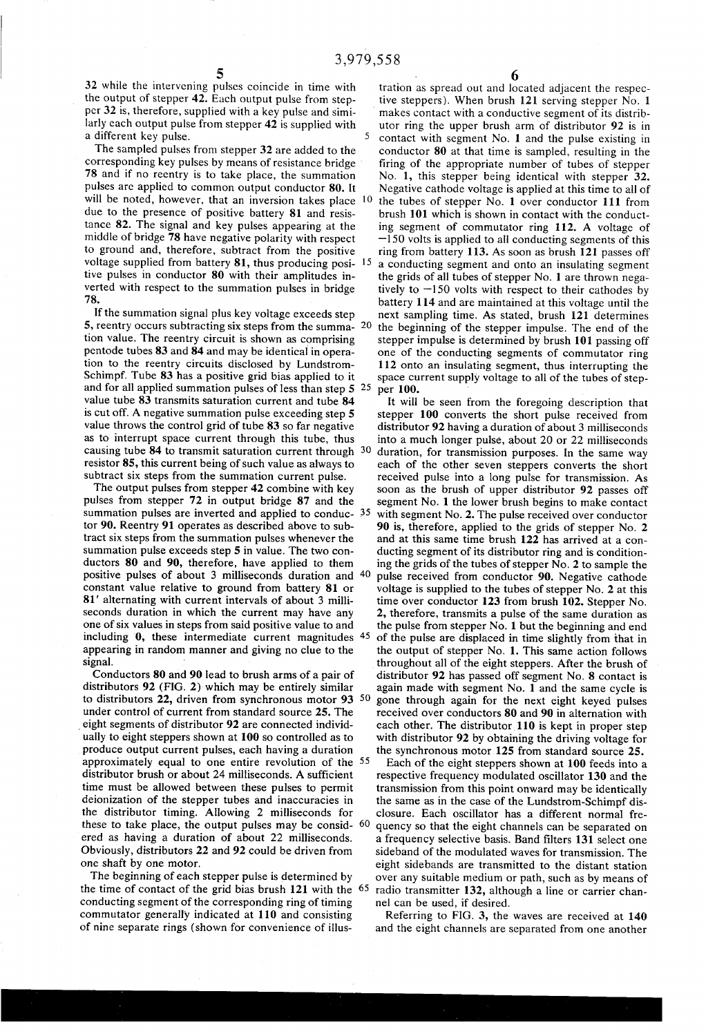32 while the intervening pulses coincide in time with the output of stepper 42. Each output pulse from stepper 32 is, therefore, supplied with a key pulse and similarly each output pulse from stepper 42 is supplied with a different key pulse.

The sampled pulses from stepper 32 are added to the corresponding key pulses by means of resistance bridge 78 and if no reentry is to take place, the summation pulses are applied to common output conductor 80. It will be noted, however, that an inversion takes place due to the presence of positive battery 81 and resistance 82. The signal and key pulses appearing at the middle of bridge 78 have negative polarity with respect to ground and, therefore, subtract from the positive voltage supplied from battery 81, thus producing positive pulses in conductor 80 with their amplitudes inverted with respect to the summation pulses in bridge 78.

If the summation signal plus key voltage exceeds step 5, reentry occurs subtracting six steps from the summation value. The reentry circuit is shown as comprising pentode tubes 83 and 84 and may be identical in operation to the reentry circuits disclosed by Lundstrom-Schimpf. Tube 83 has a positive grid bias applied to it and for all applied summation pulses of less than step 5 value tube 83 transmits saturation current and tube 84 is cut off. A negative summation pulse exceeding step 5 value throws the control grid of tube 83 so far negative as to interrupt space current through this tube, thus causing tube 84 to transmit saturation current through resistor 85, this current being of such value as always to subtract six steps from the summation current pulse.

The output pulses from stepper 42 combine with key pulses from stepper 72 in output bridge 87 and the summation pulses are inverted and applied to conductor 90. Reentry 91 operates as described above to subtract six steps from the summation pulses whenever the summation pulse exceeds step 5 in value. The two conductors 80 and 90, therefore, have applied to them positive pulses of about 3 milliseconds duration and constant value relative to ground from battery 81 or 81' alternating with current intervals of about 3 milliseconds duration in which the current may have any one of six values in steps from said positive value to and including 0, these intermediate current magnitudes appearing in random manner and giving no clue to the signal.

Conductors 80 and 90 lead to brush arms of a pair of distributors 92 (FIG. 2) which may be entirely similar to distributors 22, driven from synchronous motor 93 under control of current from standard source 25. The eight segments of distributor 92 are connected individually to eight steppers shown at 100 so controlled as to produce output current pulses, each having a duration approximately equal to one entire revolution of the distributor brush or about 24 milliseconds. A sufficient time must be allowed between these pulses to permit deionization of the stepper tubes and inaccuracies in the distributor timing. Allowing 2 milliseconds for these to take place, the output pulses may be considered as having a duration of about 22 milliseconds. Obviously, distributors 22 and 92 could be driven from one shaft by one motor.

The beginning of each stepper pulse is determined by the time of contact of the grid bias brush 121 with the conducting segment of the corresponding ring of timing commutator generally indicated at 110 and consisting of nine separate rings (shown for convenience of illustration as spread out and located adjacent the respective steppers). When brush 121 serving stepper No. 1 makes contact with a conductive segment of its distributor ring the upper brush arm of distributor 92 is in contact with segment No. 1 and the pulse existing in conductor 80 at that time is sampled, resulting in the firing of the appropriate number of tubes of stepper No. 1, this stepper being identical with stepper 32. Negative cathode voltage is applied at this time to all of the tubes of stepper No. 1 over conductor 111 from brush 101 which is shown in contact with the conducting segment of commutator ring 112. A voltage of −150 volts is applied to all conducting segments of this ring from battery 113. As soon as brush 121 passes off a conducting segment and onto an insulating segment the grids of all tubes of stepper No. 1 are thrown negatively to −150 volts with respect to their cathodes by battery 114 and are maintained at this voltage until the next sampling time. As stated, brush 121 determines the beginning of the stepper impulse. The end of the stepper impulse is determined by brush 101 passing off one of the conducting segments of commutator ring 112 onto an insulating segment, thus interrupting the space current supply voltage to all of the tubes of stepper 100.

It will be seen from the foregoing description that stepper 100 converts the short pulse received from distributor 92 having a duration of about 3 milliseconds into a much longer pulse, about 20 or 22 milliseconds duration, for transmission purposes. In the same way each of the other seven steppers converts the short received pulse into a long pulse for transmission. As soon as the brush of upper distributor 92 passes off segment No. 1 the lower brush begins to make contact with segment No. 2. The pulse received over conductor 90 is, therefore, applied to the grids of stepper No. 2 and at this same time brush 122 has arrived at a conducting segment of its distributor ring and is conditioning the grids of the tubes of stepper No. 2 to sample the pulse received from conductor 90. Negative cathode voltage is supplied to the tubes of stepper No. 2 at this time over conductor 123 from brush 102. Stepper No. 2, therefore, transmits a pulse of the same duration as the pulse from stepper No. 1 but the beginning and end of the pulse are displaced in time slightly from that in the output of stepper No. 1. This same action follows throughout all of the eight steppers. After the brush of distributor 92 has passed off segment No. 8 contact is again made with segment No. 1 and the same cycle is gone through again for the next eight keyed pulses received over conductors 80 and 90 in alternation with each other. The distributor 110 is kept in proper step with distributor 92 by obtaining the driving voltage for the synchronous motor 125 from standard source 25.

Each of the eight steppers shown at 100 feeds into a respective frequency modulated oscillator 130 and the transmission from this point onward may be identically the same as in the case of the Lundstrom-Schimpf disclosure. Each oscillator has a different normal frequency so that the eight channels can be separated on a frequency selective basis. Band filters 131 select one sideband of the modulated waves for transmission. The eight sidebands are transmitted to the distant station over any suitable medium or path, such as by means of radio transmitter 132, although a line or carrier channel can be used, if desired.

Referring to FIG. 3, the waves are received at 140 and the eight channels are separated from one another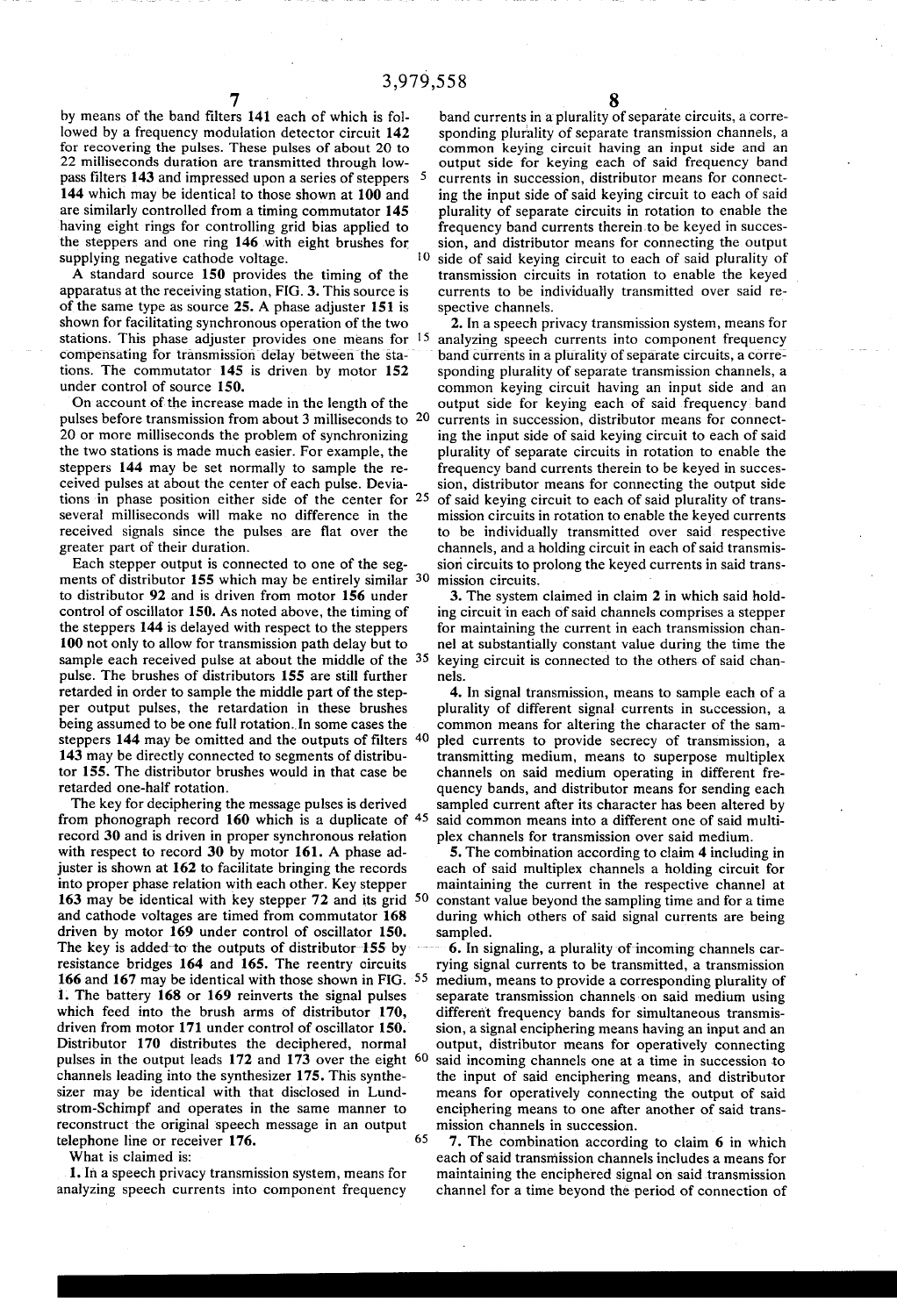by means of the band filters **141** each of which is followed by a frequency modulation detector circuit **142** for recovering the pulses. These pulses of about 20 to 22 milliseconds duration are transmitted through low-pass filters **143** and impressed upon a series of steppers **144** which may be identical to those shown at **100** and are similarly controlled from a timing commutator **145** having eight rings for controlling grid bias applied to the steppers and one ring **146** with eight brushes for supplying negative cathode voltage.

A standard source **150** provides the timing of the apparatus at the receiving station, FIG. 3. This source is of the same type as source **25**. A phase adjuster **151** is shown for facilitating synchronous operation of the two stations. This phase adjuster provides one means for compensating for transmission delay between the stations. The commutator **145** is driven by motor **152** under control of source **150**.

On account of the increase made in the length of the pulses before transmission from about 3 milliseconds to 20 or more milliseconds the problem of synchronizing the two stations is made much easier. For example, the steppers **144** may be set normally to sample the received pulses at about the center of each pulse. Deviations in phase position either side of the center for several milliseconds will make no difference in the received signals since the pulses are flat over the greater part of their duration.

Each stepper output is connected to one of the segments of distributor **155** which may be entirely similar to distributor **92** and is driven from motor **156** under control of oscillator **150**. As noted above, the timing of the steppers **144** is delayed with respect to the steppers **100** not only to allow for transmission path delay but to sample each received pulse at about the middle of the pulse. The brushes of distributors **155** are still further retarded in order to sample the middle part of the stepper output pulses, the retardation in these brushes being assumed to be one full rotation. In some cases the steppers **144** may be omitted and the outputs of filters **143** may be directly connected to segments of distributor **155**. The distributor brushes would in that case be retarded one-half rotation.

The key for deciphering the message pulses is derived from phonograph record **160** which is a duplicate of record **30** and is driven in proper synchronous relation with respect to record **30** by motor **161**. A phase adjuster is shown at **162** to facilitate bringing the records into proper phase relation with each other. Key stepper **163** may be identical with key stepper **72** and its grid and cathode voltages are timed from commutator **168** driven by motor **169** under control of oscillator **150**. The key is added to the outputs of distributor **155** by resistance bridges **164** and **165**. The reentry circuits **166** and **167** may be identical with those shown in FIG. 1. The battery **168** or **169** reinverts the signal pulses which feed into the brush arms of distributor **170**, driven from motor **171** under control of oscillator **150**. Distributor **170** distributes the deciphered, normal pulses in the output leads **172** and **173** over the eight channels leading into the synthesizer **175**. This synthesizer may be identical with that disclosed in Lundstrom-Schimpf and operates in the same manner to reconstruct the original speech message in an output telephone line or receiver **176**.

What is claimed is:

**1.** In a speech privacy transmission system, means for analyzing speech currents into component frequency band currents in a plurality of separate circuits, a corresponding plurality of separate transmission channels, a common keying circuit having an input side and an output side for keying each of said frequency band currents in succession, distributor means for connecting the input side of said keying circuit to each of said plurality of separate circuits in rotation to enable the frequency band currents therein to be keyed in succession, and distributor means for connecting the output side of said keying circuit to each of said plurality of transmission circuits in rotation to enable the keyed currents to be individually transmitted over said respective channels.

**2.** In a speech privacy transmission system, means for analyzing speech currents into component frequency band currents in a plurality of separate circuits, a corresponding plurality of separate transmission channels, a common keying circuit having an input side and an output side for keying each of said frequency band currents in succession, distributor means for connecting the input side of said keying circuit to each of said plurality of separate circuits in rotation to enable the frequency band currents therein to be keyed in succession, distributor means for connecting the output side of said keying circuit to each of said plurality of transmission circuits in rotation to enable the keyed currents to be individually transmitted over said respective channels, and a holding circuit in each of said transmission circuits to prolong the keyed currents in said transmission circuits.

**3.** The system claimed in claim **2** in which said holding circuit in each of said channels comprises a stepper for maintaining the current in each transmission channel at substantially constant value during the time the keying circuit is connected to the others of said channels.

**4.** In signal transmission, means to sample each of a plurality of different signal currents in succession, a common means for altering the character of the sampled currents to provide secrecy of transmission, a transmitting medium, means to superpose multiplex channels on said medium operating in different frequency bands, and distributor means for sending each sampled current after its character has been altered by said common means into a different one of said multiplex channels for transmission over said medium.

**5.** The combination according to claim **4** including in each of said multiplex channels a holding circuit for maintaining the current in the respective channel at constant value beyond the sampling time and for a time during which others of said signal currents are being sampled.

**6.** In signaling, a plurality of incoming channels carrying signal currents to be transmitted, a transmission medium, means to provide a corresponding plurality of separate transmission channels on said medium using different frequency bands for simultaneous transmission, a signal enciphering means having an input and an output, distributor means for operatively connecting said incoming channels one at a time in succession to the input of said enciphering means, and distributor means for operatively connecting the output of said enciphering means to one after another of said transmission channels in succession.

**7.** The combination according to claim **6** in which each of said transmission channels includes a means for maintaining the enciphered signal on said transmission channel for a time beyond the period of connection of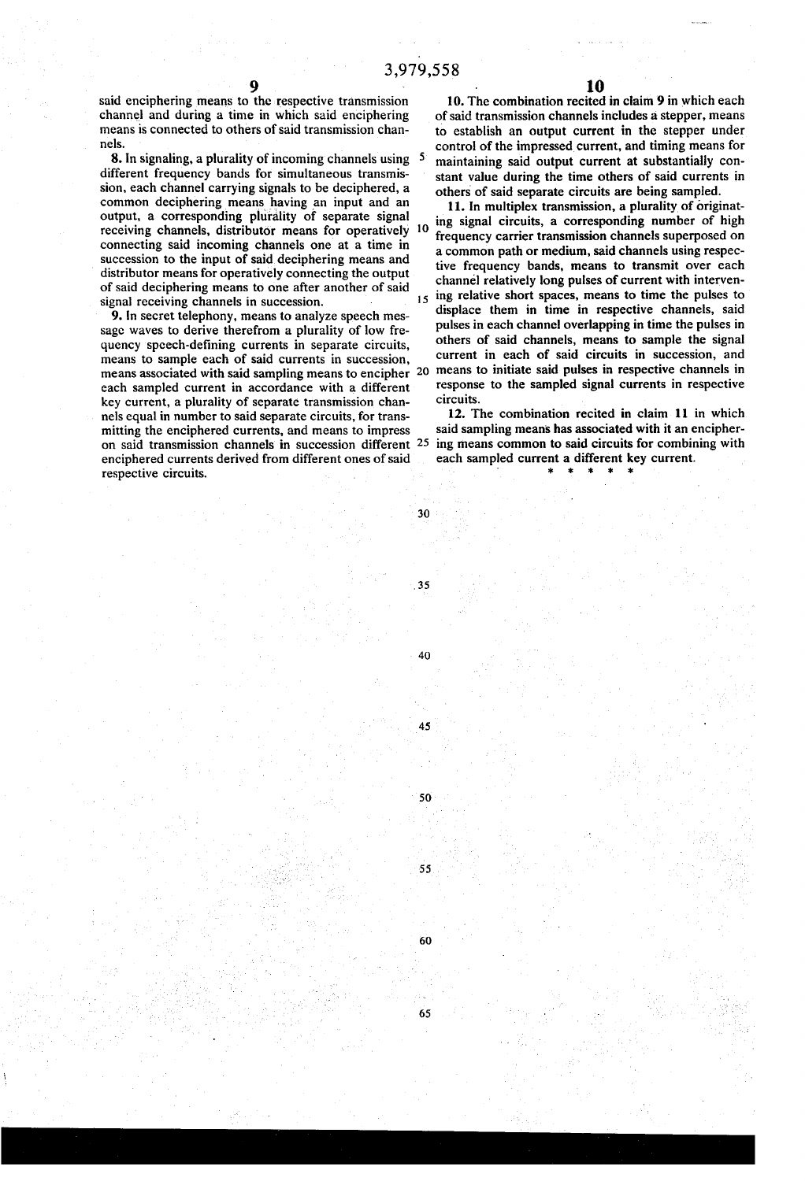said enciphering means to the respective transmission channel and during a time in which said enciphering means is connected to others of said transmission channels.

**8.** In signaling, a plurality of incoming channels using different frequency bands for simultaneous transmission, each channel carrying signals to be deciphered, a common deciphering means having an input and an output, a corresponding plurality of separate signal receiving channels, distributor means for operatively connecting said incoming channels one at a time in succession to the input of said deciphering means and distributor means for operatively connecting the output of said deciphering means to one after another of said signal receiving channels in succession.

**9.** In secret telephony, means to analyze speech message waves to derive therefrom a plurality of low frequency speech-defining currents in separate circuits, means to sample each of said currents in succession, means associated with said sampling means to encipher each sampled current in accordance with a different key current, a plurality of separate transmission channels equal in number to said separate circuits, for transmitting the enciphered currents, and means to impress on said transmission channels in succession different enciphered currents derived from different ones of said respective circuits.

**10.** The combination recited in claim **9** in which each of said transmission channels includes a stepper, means to establish an output current in the stepper under control of the impressed current, and timing means for maintaining said output current at substantially constant value during the time others of said currents in others of said separate circuits are being sampled.

**11.** In multiplex transmission, a plurality of originating signal circuits, a corresponding number of high frequency carrier transmission channels superposed on a common path or medium, said channels using respective frequency bands, means to transmit over each channel relatively long pulses of current with intervening relative short spaces, means to time the pulses to displace them in time in respective channels, said pulses in each channel overlapping in time the pulses in others of said channels, means to sample the signal current in each of said circuits in succession, and means to initiate said pulses in respective channels in response to the sampled signal currents in respective circuits.

**12.** The combination recited in claim **11** in which said sampling means has associated with it an enciphering means common to said circuits for combining with each sampled current a different key current.

* * * * *